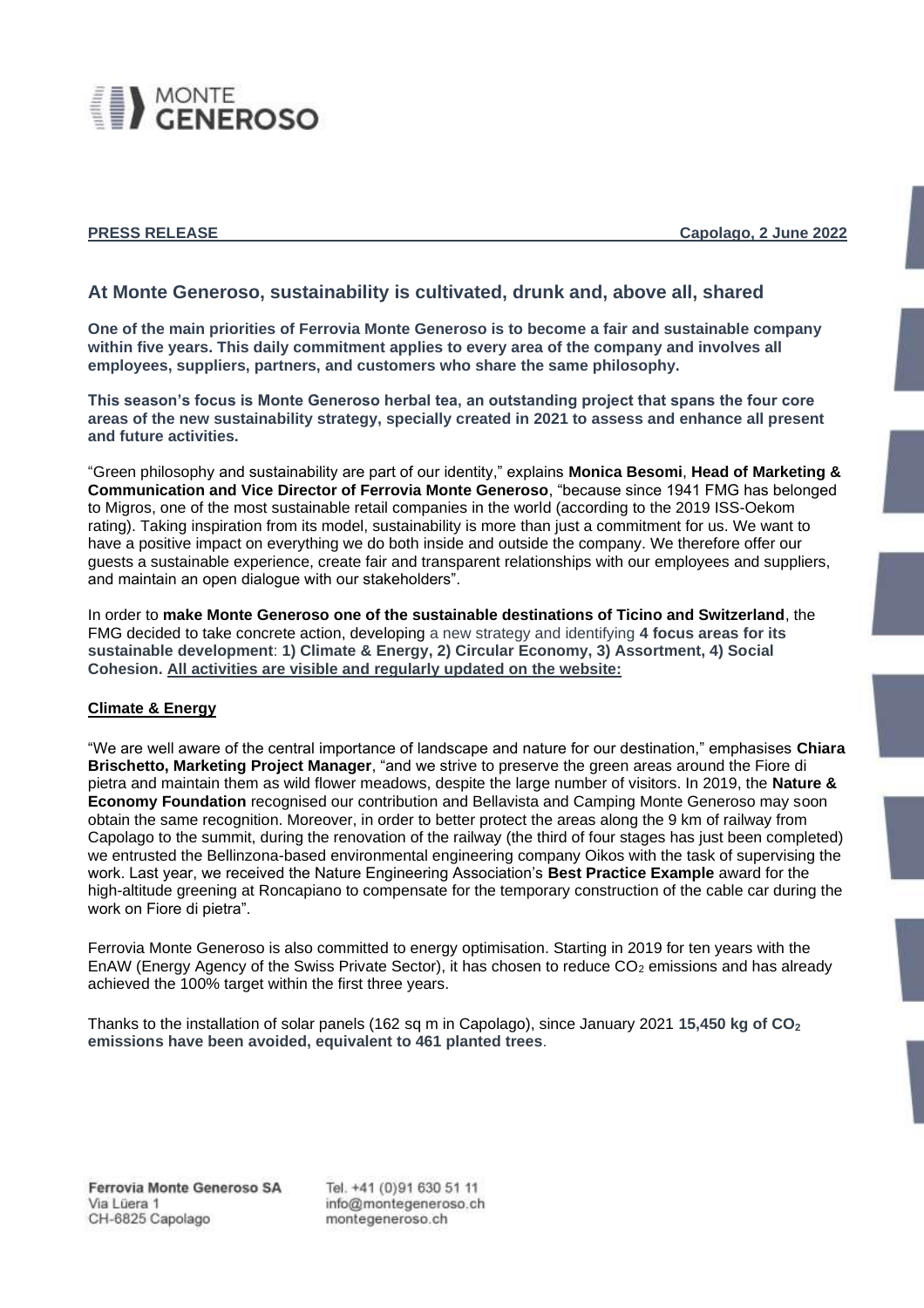**PRESS RELEASE** **Capolago, 2 June 2022**

## At Monte Generoso, sustainability is cultivated, drunk and, above all, shared

**One of the main priorities of Ferrovia Monte Generoso is to become a fair and sustainable company within five years. This daily commitment applies to every area of the company and involves all employees, suppliers, partners, and customers who share the same philosophy.**

**This season's focus is Monte Generoso herbal tea, an outstanding project that spans the four core areas of the new sustainability strategy, specially created in 2021 to assess and enhance all present and future activities.**

"Green philosophy and sustainability are part of our identity," explains **Monica Besomi**, **Head of Marketing & Communication and Vice Director of Ferrovia Monte Generoso**, "because since 1941 FMG has belonged to Migros, one of the most sustainable retail companies in the world (according to the 2019 ISS-Oekom rating). Taking inspiration from its model, sustainability is more than just a commitment for us. We want to have a positive impact on everything we do both inside and outside the company. We therefore offer our guests a sustainable experience, create fair and transparent relationships with our employees and suppliers, and maintain an open dialogue with our stakeholders".

In order to **make Monte Generoso one of the sustainable destinations of Ticino and Switzerland**, the FMG decided to take concrete action, developing a new strategy and identifying **4 focus areas for its sustainable development**: **1) Climate & Energy, 2) Circular Economy, 3) Assortment, 4) Social Cohesion.** **All activities are visible and regularly updated on the website:**

### Climate & Energy

"We are well aware of the central importance of landscape and nature for our destination," emphasises **Chiara Brischetto, Marketing Project Manager**, "and we strive to preserve the green areas around the Fiore di pietra and maintain them as wild flower meadows, despite the large number of visitors. In 2019, the **Nature & Economy Foundation** recognised our contribution and Bellavista and Camping Monte Generoso may soon obtain the same recognition. Moreover, in order to better protect the areas along the 9 km of railway from Capolago to the summit, during the renovation of the railway (the third of four stages has just been completed) we entrusted the Bellinzona-based environmental engineering company Oikos with the task of supervising the work. Last year, we received the Nature Engineering Association's **Best Practice Example** award for the high-altitude greening at Roncapiano to compensate for the temporary construction of the cable car during the work on Fiore di pietra".

Ferrovia Monte Generoso is also committed to energy optimisation. Starting in 2019 for ten years with the EnAW (Energy Agency of the Swiss Private Sector), it has chosen to reduce $CO_2$ emissions and has already achieved the 100% target within the first three years.

Thanks to the installation of solar panels (162 sq m in Capolago), since January 2021 **15,450 kg of $CO_2$ emissions have been avoided, equivalent to 461 planted trees**.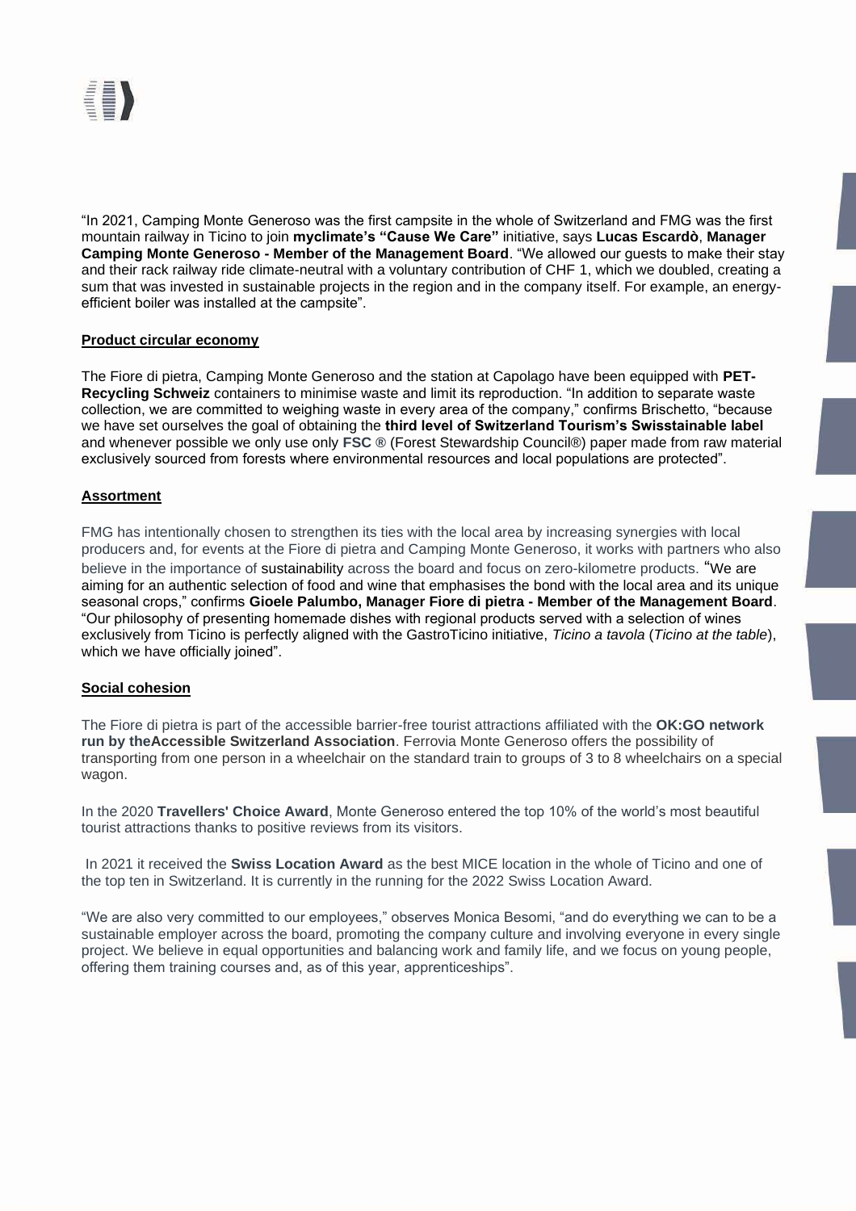"In 2021, Camping Monte Generoso was the first campsite in the whole of Switzerland and FMG was the first mountain railway in Ticino to join **myclimate's "Cause We Care"** initiative, says **Lucas Escardò**, **Manager Camping Monte Generoso - Member of the Management Board**. "We allowed our guests to make their stay and their rack railway ride climate-neutral with a voluntary contribution of CHF 1, which we doubled, creating a sum that was invested in sustainable projects in the region and in the company itself. For example, an energy-efficient boiler was installed at the campsite".

## Product circular economy

The Fiore di pietra, Camping Monte Generoso and the station at Capolago have been equipped with **PET-Recycling Schweiz** containers to minimise waste and limit its reproduction. "In addition to separate waste collection, we are committed to weighing waste in every area of the company," confirms Brischetto, "because we have set ourselves the goal of obtaining the **third level of Switzerland Tourism's Swisstainable label** and whenever possible we only use only **FSC ®** (Forest Stewardship Council®) paper made from raw material exclusively sourced from forests where environmental resources and local populations are protected".

## Assortment

FMG has intentionally chosen to strengthen its ties with the local area by increasing synergies with local producers and, for events at the Fiore di pietra and Camping Monte Generoso, it works with partners who also believe in the importance of sustainability across the board and focus on zero-kilometre products. "We are aiming for an authentic selection of food and wine that emphasises the bond with the local area and its unique seasonal crops," confirms **Gioele Palumbo, Manager Fiore di pietra - Member of the Management Board**. "Our philosophy of presenting homemade dishes with regional products served with a selection of wines exclusively from Ticino is perfectly aligned with the GastroTicino initiative, *Ticino a tavola* (*Ticino at the table*), which we have officially joined".

## Social cohesion

The Fiore di pietra is part of the accessible barrier-free tourist attractions affiliated with the **OK:GO network run by theAccessible Switzerland Association**. Ferrovia Monte Generoso offers the possibility of transporting from one person in a wheelchair on the standard train to groups of 3 to 8 wheelchairs on a special wagon.

In the 2020 **Travellers' Choice Award**, Monte Generoso entered the top 10% of the world's most beautiful tourist attractions thanks to positive reviews from its visitors.

In 2021 it received the **Swiss Location Award** as the best MICE location in the whole of Ticino and one of the top ten in Switzerland. It is currently in the running for the 2022 Swiss Location Award.

"We are also very committed to our employees," observes Monica Besomi, "and do everything we can to be a sustainable employer across the board, promoting the company culture and involving everyone in every single project. We believe in equal opportunities and balancing work and family life, and we focus on young people, offering them training courses and, as of this year, apprenticeships".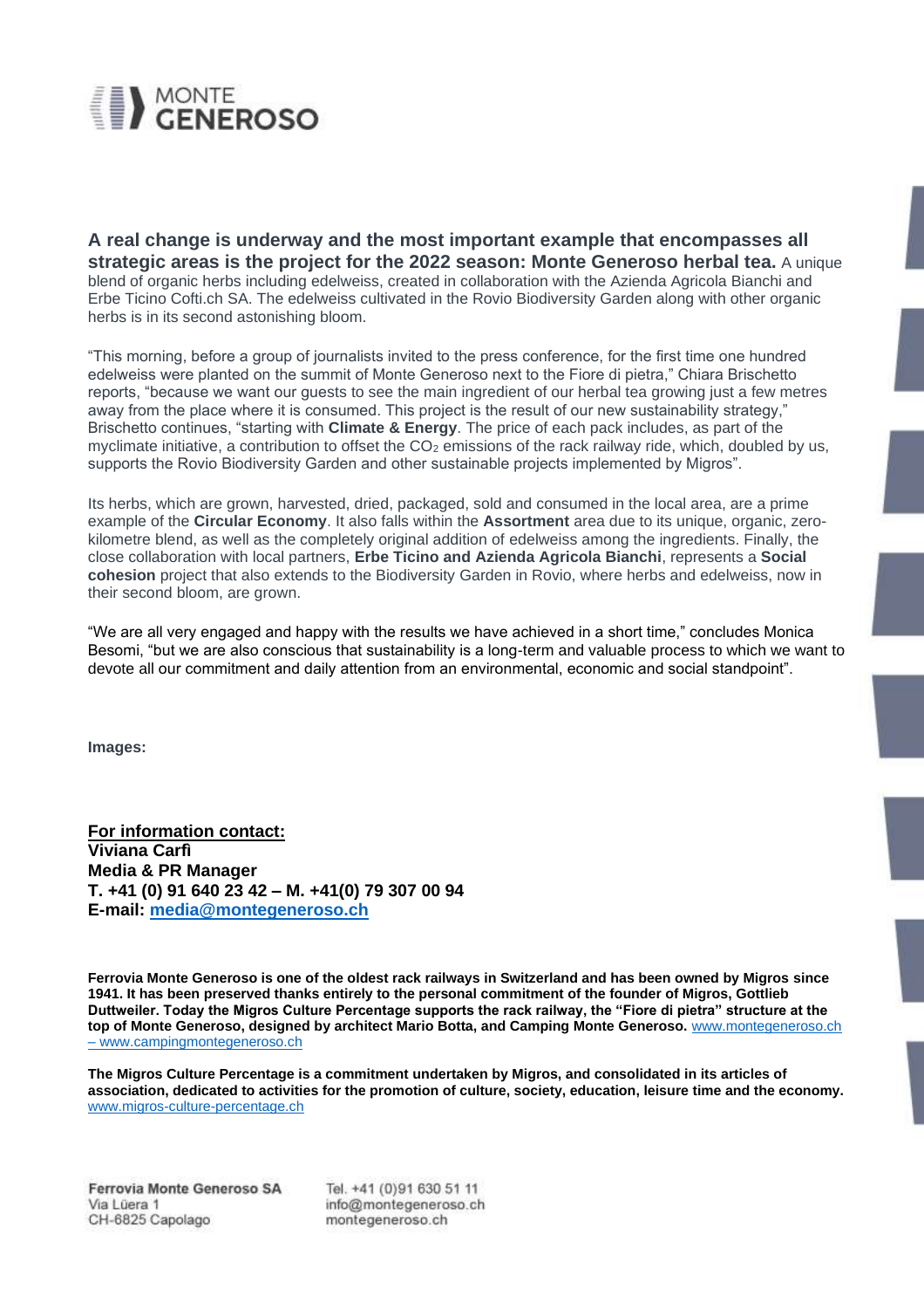**A real change is underway and the most important example that encompasses all strategic areas is the project for the 2022 season: Monte Generoso herbal tea.** A unique blend of organic herbs including edelweiss, created in collaboration with the Azienda Agricola Bianchi and Erbe Ticino Cofti.ch SA. The edelweiss cultivated in the Rovio Biodiversity Garden along with other organic herbs is in its second astonishing bloom.

"This morning, before a group of journalists invited to the press conference, for the first time one hundred edelweiss were planted on the summit of Monte Generoso next to the Fiore di pietra," Chiara Brischetto reports, "because we want our guests to see the main ingredient of our herbal tea growing just a few metres away from the place where it is consumed. This project is the result of our new sustainability strategy," Brischetto continues, "starting with **Climate & Energy**. The price of each pack includes, as part of the myclimate initiative, a contribution to offset the $CO_2$ emissions of the rack railway ride, which, doubled by us, supports the Rovio Biodiversity Garden and other sustainable projects implemented by Migros".

Its herbs, which are grown, harvested, dried, packaged, sold and consumed in the local area, are a prime example of the **Circular Economy**. It also falls within the **Assortment** area due to its unique, organic, zero-kilometre blend, as well as the completely original addition of edelweiss among the ingredients. Finally, the close collaboration with local partners, **Erbe Ticino and Azienda Agricola Bianchi**, represents a **Social cohesion** project that also extends to the Biodiversity Garden in Rovio, where herbs and edelweiss, now in their second bloom, are grown.

"We are all very engaged and happy with the results we have achieved in a short time," concludes Monica Besomi, "but we are also conscious that sustainability is a long-term and valuable process to which we want to devote all our commitment and daily attention from an environmental, economic and social standpoint".

**Images:**

**For information contact:**
**Viviana Carfì**
**Media & PR Manager**
**T. +41 (0) 91 640 23 42 – M. +41(0) 79 307 00 94**
**E-mail: media@montegeneroso.ch**

**Ferrovia Monte Generoso is one of the oldest rack railways in Switzerland and has been owned by Migros since 1941. It has been preserved thanks entirely to the personal commitment of the founder of Migros, Gottlieb Duttweiler. Today the Migros Culture Percentage supports the rack railway, the "Fiore di pietra" structure at the top of Monte Generoso, designed by architect Mario Botta, and Camping Monte Generoso.** www.montegeneroso.ch – www.campingmontegeneroso.ch

**The Migros Culture Percentage is a commitment undertaken by Migros, and consolidated in its articles of association, dedicated to activities for the promotion of culture, society, education, leisure time and the economy.** www.migros-culture-percentage.ch

**Ferrovia Monte Generoso SA**
Via Lüera 1
CH-6825 Capolago

Tel. +41 (0)91 630 51 11
info@montegeneroso.ch
montegeneroso.ch